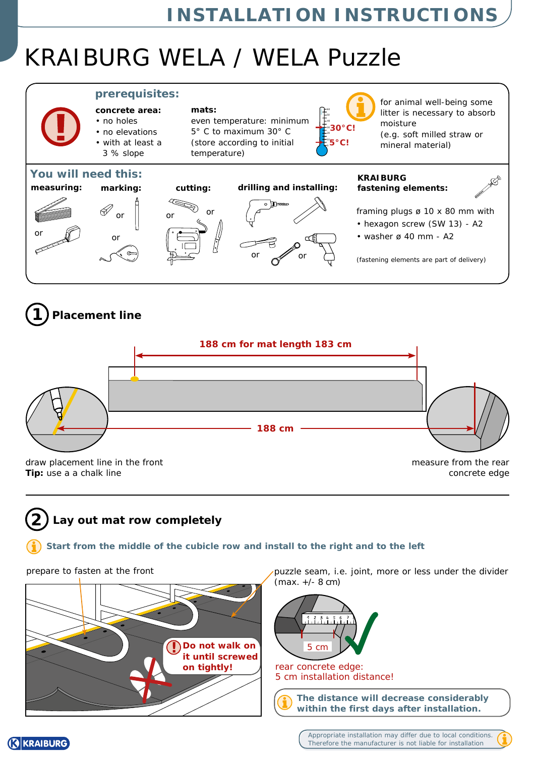# KRAIBURG WELA / WELA Puzzle

## prerequisites:

**concrete area:**
- no holes
- no elevations
- with at least a 3 % slope

**mats:**
even temperature: minimum 5° C to maximum 30° C
(store according to initial temperature)

30°C!
5°C!

for animal well-being some litter is necessary to absorb moisture
(e.g. soft milled straw or mineral material)

## You will need this:

**measuring:** or

**marking:** or / or

**cutting:** or / or

**drilling and installing:** or / or

**KRAIBURG fastening elements:**

framing plugs ø 10 x 80 mm with
- hexagon screw (SW 13) - A2
- washer ø 40 mm - A2

(fastening elements are part of delivery)

## 1 Placement line

188 cm for mat length 183 cm

188 cm

draw placement line in the front
**Tip:** use a a chalk line

measure from the rear concrete edge

## 2 Lay out mat row completely

**Start from the middle of the cubicle row and install to the right and to the left**

prepare to fasten at the front

**Do not walk on it until screwed on tightly!**

puzzle seam, i.e. joint, more or less under the divider (max. +/- 8 cm)

5 cm

rear concrete edge:
5 cm installation distance!

**The distance will decrease considerably within the first days after installation.**

Appropriate installation may differ due to local conditions. Therefore the manufacturer is not liable for installation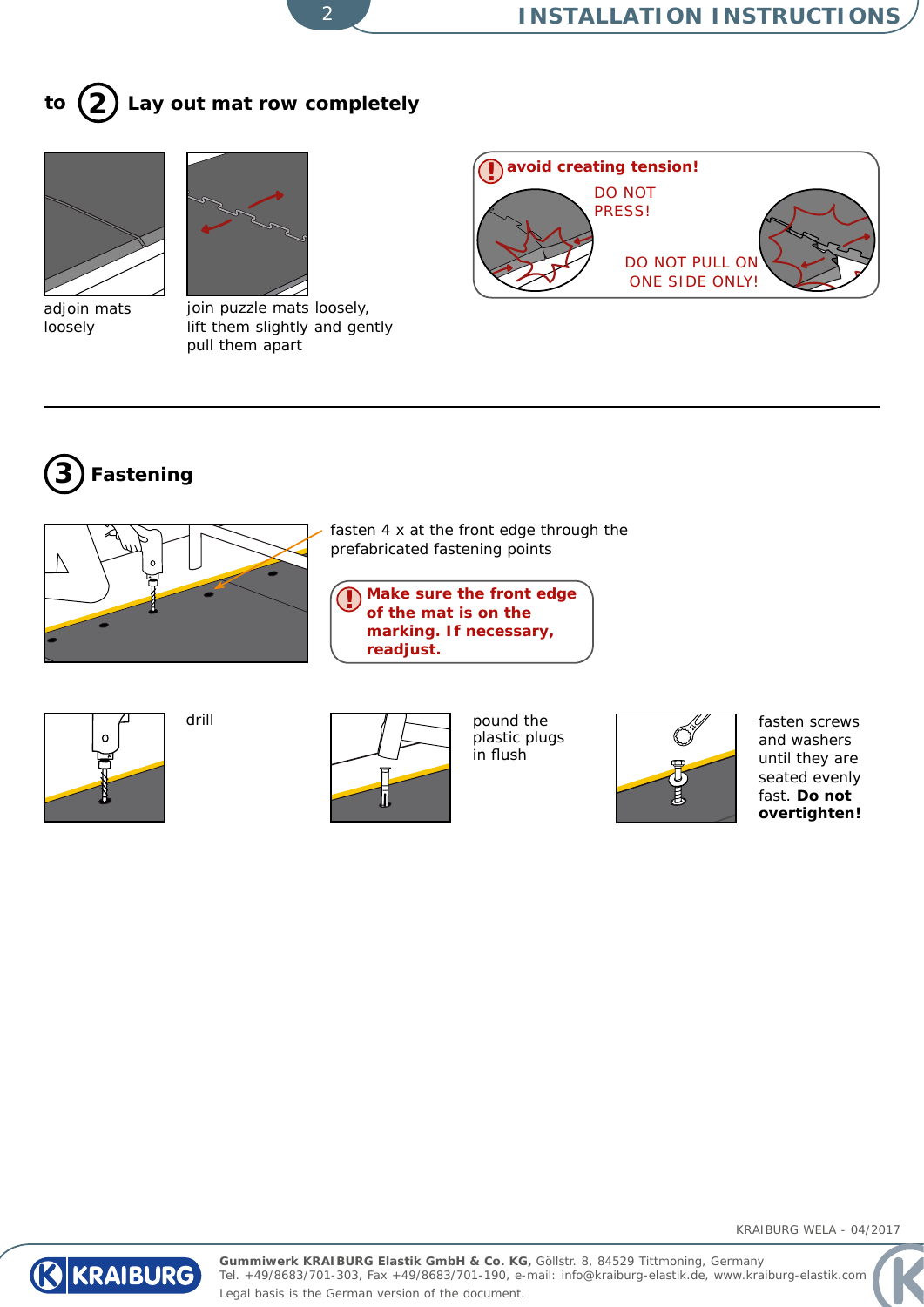## to ② Lay out mat row completely

adjoin mats loosely

join puzzle mats loosely, lift them slightly and gently pull them apart

**avoid creating tension!**

DO NOT PRESS!

DO NOT PULL ON ONE SIDE ONLY!

---

## ③ Fastening

fasten 4 x at the front edge through the prefabricated fastening points

**Make sure the front edge of the mat is on the marking. If necessary, readjust.**

drill

pound the plastic plugs in flush

fasten screws and washers until they are seated evenly fast. **Do not overtighten!**

KRAIBURG WELA - 04/2017

**Gummiwerk KRAIBURG Elastik GmbH & Co. KG,** Göllstr. 8, 84529 Tittmoning, Germany
Tel. +49/8683/701-303, Fax +49/8683/701-190, e-mail: info@kraiburg-elastik.de, www.kraiburg-elastik.com
Legal basis is the German version of the document.